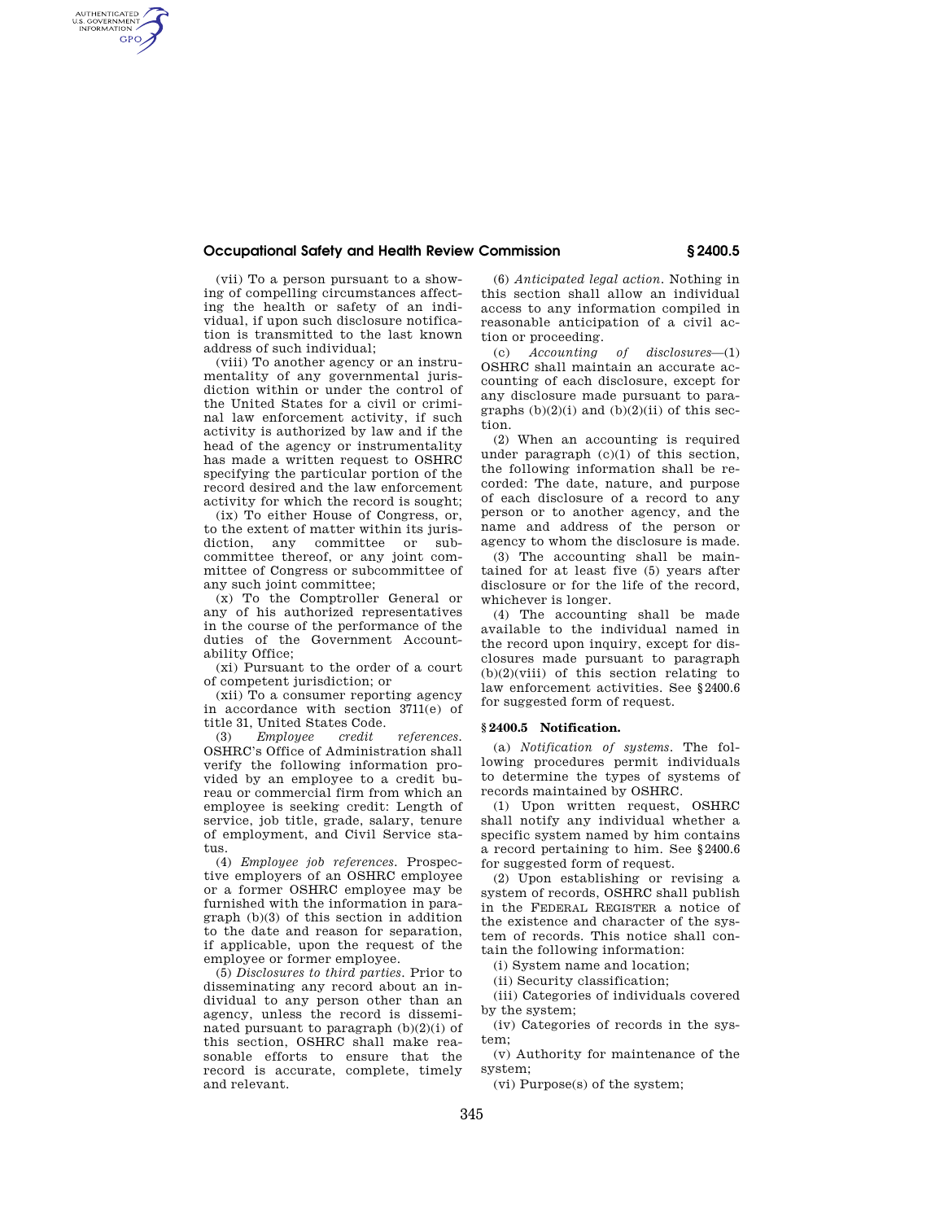(vii) To a person pursuant to a showing of compelling circumstances affecting the health or safety of an individual, if upon such disclosure notification is transmitted to the last known address of such individual;

(viii) To another agency or an instrumentality of any governmental jurisdiction within or under the control of the United States for a civil or criminal law enforcement activity, if such activity is authorized by law and if the head of the agency or instrumentality has made a written request to OSHRC specifying the particular portion of the record desired and the law enforcement activity for which the record is sought;

(ix) To either House of Congress, or, to the extent of matter within its jurisdiction, any committee or subcommittee thereof, or any joint committee of Congress or subcommittee of any such joint committee;

(x) To the Comptroller General or any of his authorized representatives in the course of the performance of the duties of the Government Accountability Office;

(xi) Pursuant to the order of a court of competent jurisdiction; or

(xii) To a consumer reporting agency in accordance with section 3711(e) of title 31, United States Code.

(3) *Employee credit references.* OSHRC's Office of Administration shall verify the following information provided by an employee to a credit bureau or commercial firm from which an employee is seeking credit: Length of service, job title, grade, salary, tenure of employment, and Civil Service status.

(4) *Employee job references.* Prospective employers of an OSHRC employee or a former OSHRC employee may be furnished with the information in paragraph (b)(3) of this section in addition to the date and reason for separation, if applicable, upon the request of the employee or former employee.

(5) *Disclosures to third parties.* Prior to disseminating any record about an individual to any person other than an agency, unless the record is disseminated pursuant to paragraph (b)(2)(i) of this section, OSHRC shall make reasonable efforts to ensure that the record is accurate, complete, timely and relevant.

(6) *Anticipated legal action.* Nothing in this section shall allow an individual access to any information compiled in reasonable anticipation of a civil action or proceeding.

(c) *Accounting of disclosures*—(1) OSHRC shall maintain an accurate accounting of each disclosure, except for any disclosure made pursuant to paragraphs (b)(2)(i) and (b)(2)(ii) of this section.

(2) When an accounting is required under paragraph (c)(1) of this section, the following information shall be recorded: The date, nature, and purpose of each disclosure of a record to any person or to another agency, and the name and address of the person or agency to whom the disclosure is made.

(3) The accounting shall be maintained for at least five (5) years after disclosure or for the life of the record, whichever is longer.

(4) The accounting shall be made available to the individual named in the record upon inquiry, except for disclosures made pursuant to paragraph (b)(2)(viii) of this section relating to law enforcement activities. See §2400.6 for suggested form of request.

## §2400.5 Notification.

(a) *Notification of systems.* The following procedures permit individuals to determine the types of systems of records maintained by OSHRC.

(1) Upon written request, OSHRC shall notify any individual whether a specific system named by him contains a record pertaining to him. See §2400.6 for suggested form of request.

(2) Upon establishing or revising a system of records, OSHRC shall publish in the FEDERAL REGISTER a notice of the existence and character of the system of records. This notice shall contain the following information:

(i) System name and location;

(ii) Security classification;

(iii) Categories of individuals covered by the system;

(iv) Categories of records in the system;

(v) Authority for maintenance of the system;

(vi) Purpose(s) of the system;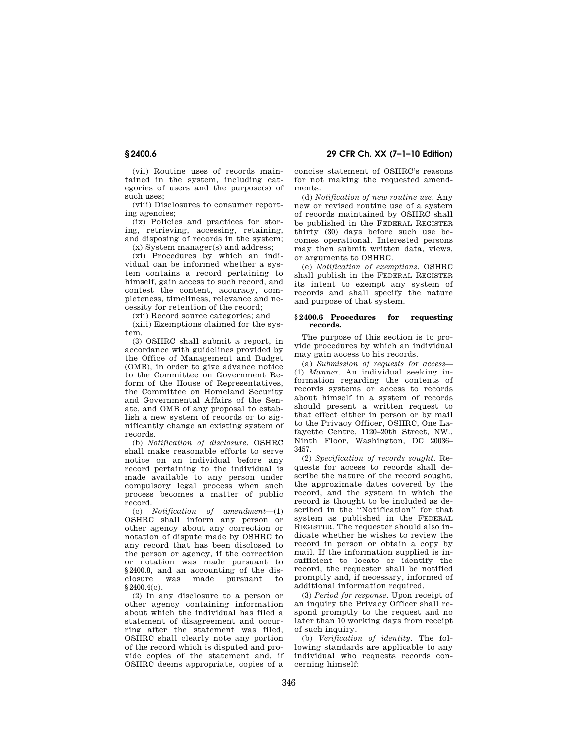(vii) Routine uses of records maintained in the system, including categories of users and the purpose(s) of such uses;

(viii) Disclosures to consumer reporting agencies;

(ix) Policies and practices for storing, retrieving, accessing, retaining, and disposing of records in the system;

(x) System manager(s) and address;

(xi) Procedures by which an individual can be informed whether a system contains a record pertaining to himself, gain access to such record, and contest the content, accuracy, completeness, timeliness, relevance and necessity for retention of the record;

(xii) Record source categories; and

(xiii) Exemptions claimed for the system.

(3) OSHRC shall submit a report, in accordance with guidelines provided by the Office of Management and Budget (OMB), in order to give advance notice to the Committee on Government Reform of the House of Representatives, the Committee on Homeland Security and Governmental Affairs of the Senate, and OMB of any proposal to establish a new system of records or to significantly change an existing system of records.

(b) *Notification of disclosure.* OSHRC shall make reasonable efforts to serve notice on an individual before any record pertaining to the individual is made available to any person under compulsory legal process when such process becomes a matter of public record.

(c) *Notification of amendment*—(1) OSHRC shall inform any person or other agency about any correction or notation of dispute made by OSHRC to any record that has been disclosed to the person or agency, if the correction or notation was made pursuant to §2400.8, and an accounting of the disclosure was made pursuant to §2400.4(c).

(2) In any disclosure to a person or other agency containing information about which the individual has filed a statement of disagreement and occurring after the statement was filed, OSHRC shall clearly note any portion of the record which is disputed and provide copies of the statement and, if OSHRC deems appropriate, copies of a concise statement of OSHRC's reasons for not making the requested amendments.

(d) *Notification of new routine use.* Any new or revised routine use of a system of records maintained by OSHRC shall be published in the FEDERAL REGISTER thirty (30) days before such use becomes operational. Interested persons may then submit written data, views, or arguments to OSHRC.

(e) *Notification of exemptions.* OSHRC shall publish in the FEDERAL REGISTER its intent to exempt any system of records and shall specify the nature and purpose of that system.

### §2400.6 Procedures for requesting records.

The purpose of this section is to provide procedures by which an individual may gain access to his records.

(a) *Submission of requests for access*—(1) *Manner.* An individual seeking information regarding the contents of records systems or access to records about himself in a system of records should present a written request to that effect either in person or by mail to the Privacy Officer, OSHRC, One Lafayette Centre, 1120–20th Street, NW., Ninth Floor, Washington, DC 20036–3457.

(2) *Specification of records sought.* Requests for access to records shall describe the nature of the record sought, the approximate dates covered by the record, and the system in which the record is thought to be included as described in the "Notification" for that system as published in the FEDERAL REGISTER. The requester should also indicate whether he wishes to review the record in person or obtain a copy by mail. If the information supplied is insufficient to locate or identify the record, the requester shall be notified promptly and, if necessary, informed of additional information required.

(3) *Period for response.* Upon receipt of an inquiry the Privacy Officer shall respond promptly to the request and no later than 10 working days from receipt of such inquiry.

(b) *Verification of identity.* The following standards are applicable to any individual who requests records concerning himself: